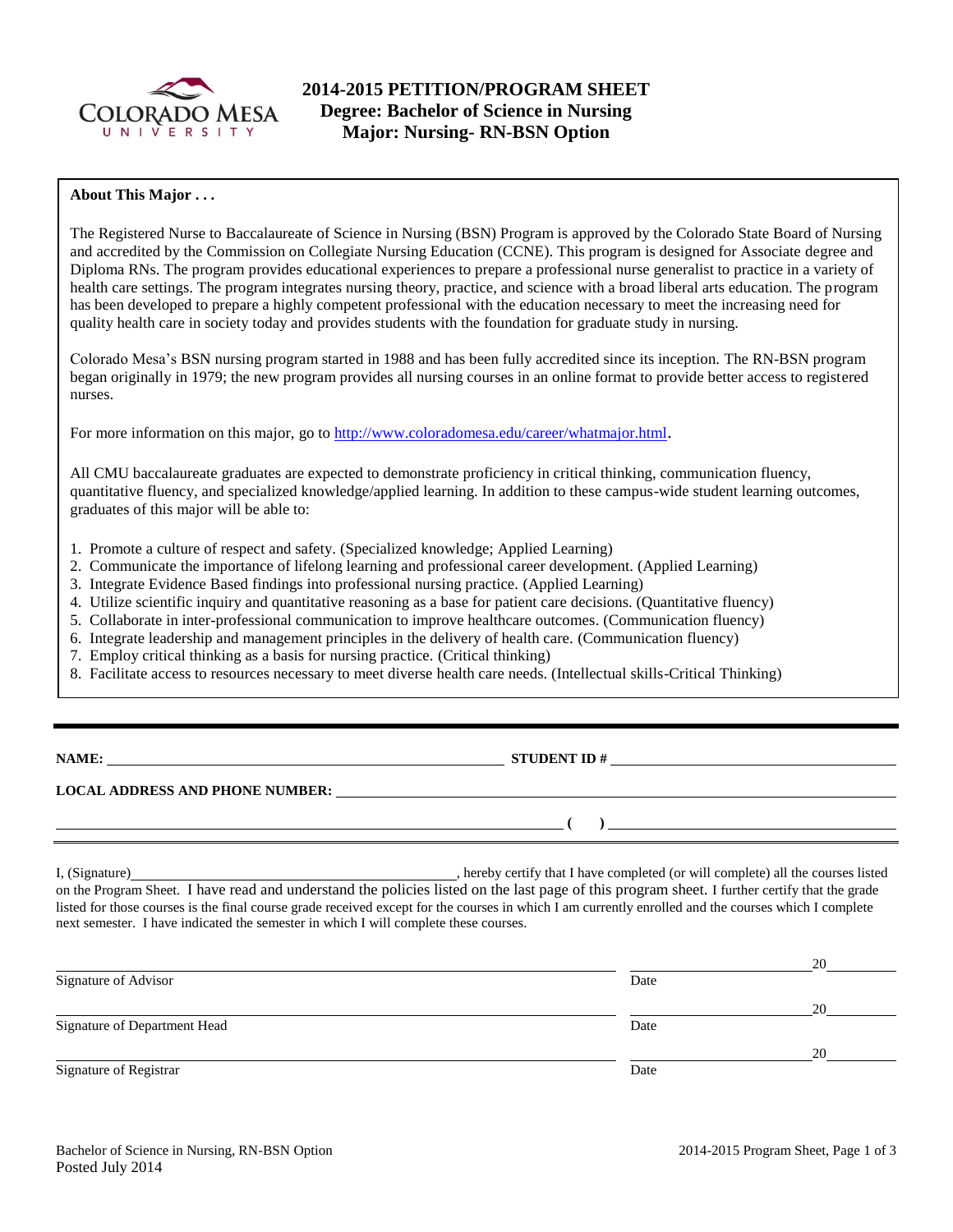# 2014-2015 PETITION/PROGRAM SHEET
## Degree: Bachelor of Science in Nursing
## Major: Nursing- RN-BSN Option

**About This Major . . .**

The Registered Nurse to Baccalaureate of Science in Nursing (BSN) Program is approved by the Colorado State Board of Nursing and accredited by the Commission on Collegiate Nursing Education (CCNE). This program is designed for Associate degree and Diploma RNs. The program provides educational experiences to prepare a professional nurse generalist to practice in a variety of health care settings. The program integrates nursing theory, practice, and science with a broad liberal arts education. The program has been developed to prepare a highly competent professional with the education necessary to meet the increasing need for quality health care in society today and provides students with the foundation for graduate study in nursing.

Colorado Mesa's BSN nursing program started in 1988 and has been fully accredited since its inception. The RN-BSN program began originally in 1979; the new program provides all nursing courses in an online format to provide better access to registered nurses.

For more information on this major, go to http://www.coloradomesa.edu/career/whatmajor.html.

All CMU baccalaureate graduates are expected to demonstrate proficiency in critical thinking, communication fluency, quantitative fluency, and specialized knowledge/applied learning. In addition to these campus-wide student learning outcomes, graduates of this major will be able to:

1. Promote a culture of respect and safety. (Specialized knowledge; Applied Learning)
2. Communicate the importance of lifelong learning and professional career development. (Applied Learning)
3. Integrate Evidence Based findings into professional nursing practice. (Applied Learning)
4. Utilize scientific inquiry and quantitative reasoning as a base for patient care decisions. (Quantitative fluency)
5. Collaborate in inter-professional communication to improve healthcare outcomes. (Communication fluency)
6. Integrate leadership and management principles in the delivery of health care. (Communication fluency)
7. Employ critical thinking as a basis for nursing practice. (Critical thinking)
8. Facilitate access to resources necessary to meet diverse health care needs. (Intellectual skills-Critical Thinking)

---

**NAME:** ______________________ **STUDENT ID #** ______________________

**LOCAL ADDRESS AND PHONE NUMBER:** ______________________

______________________ **( )** ______________________

I, (Signature)______________________, hereby certify that I have completed (or will complete) all the courses listed on the Program Sheet. I have read and understand the policies listed on the last page of this program sheet. I further certify that the grade listed for those courses is the final course grade received except for the courses in which I am currently enrolled and the courses which I complete next semester. I have indicated the semester in which I will complete these courses.

______________________ ______________ 20______
Signature of Advisor — Date

______________________ ______________ 20______
Signature of Department Head — Date

______________________ ______________ 20______
Signature of Registrar — Date

Bachelor of Science in Nursing, RN-BSN Option
Posted July 2014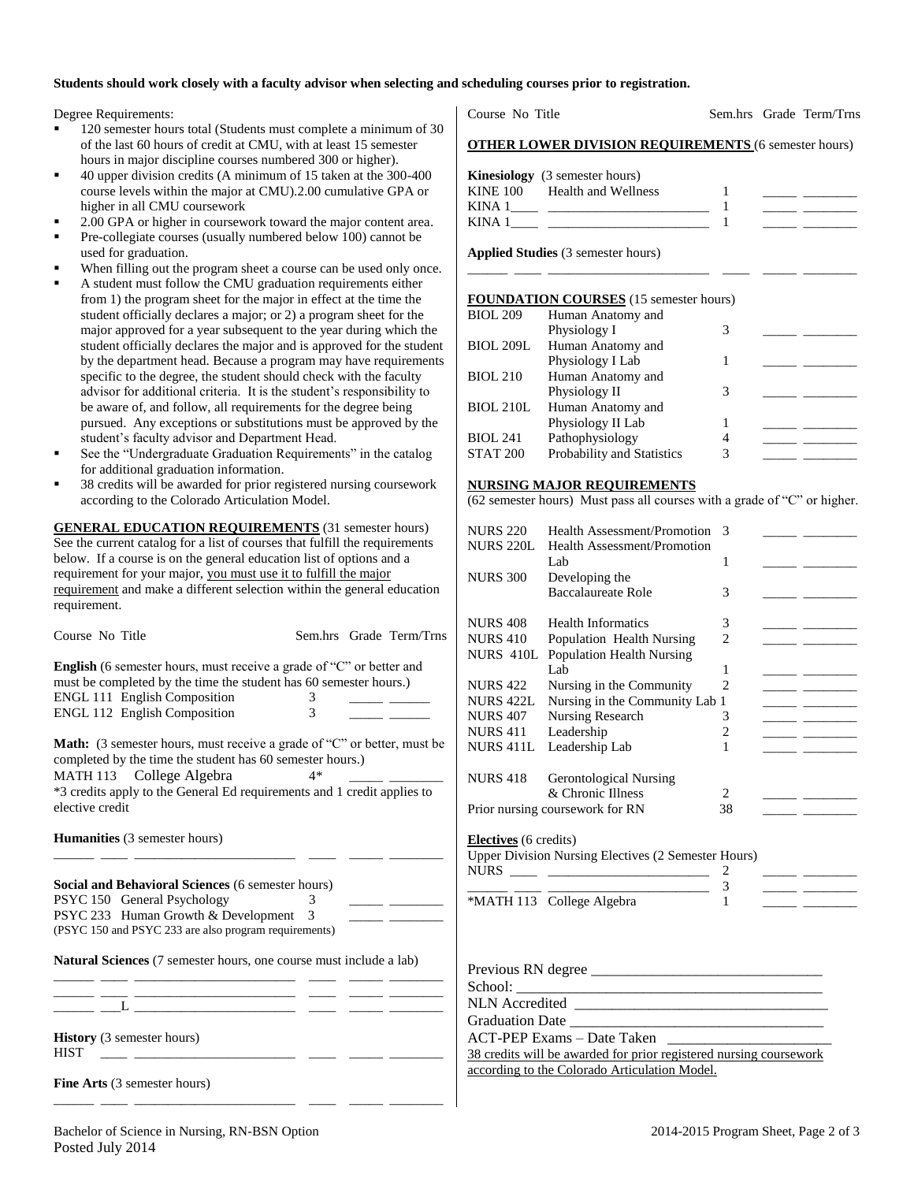**Students should work closely with a faculty advisor when selecting and scheduling courses prior to registration.**

Degree Requirements:

- 120 semester hours total (Students must complete a minimum of 30 of the last 60 hours of credit at CMU, with at least 15 semester hours in major discipline courses numbered 300 or higher).
- 40 upper division credits (A minimum of 15 taken at the 300-400 course levels within the major at CMU).2.00 cumulative GPA or higher in all CMU coursework
- 2.00 GPA or higher in coursework toward the major content area.
- Pre-collegiate courses (usually numbered below 100) cannot be used for graduation.
- When filling out the program sheet a course can be used only once.
- A student must follow the CMU graduation requirements either from 1) the program sheet for the major in effect at the time the student officially declares a major; or 2) a program sheet for the major approved for a year subsequent to the year during which the student officially declares the major and is approved for the student by the department head. Because a program may have requirements specific to the degree, the student should check with the faculty advisor for additional criteria. It is the student's responsibility to be aware of, and follow, all requirements for the degree being pursued. Any exceptions or substitutions must be approved by the student's faculty advisor and Department Head.
- See the "Undergraduate Graduation Requirements" in the catalog for additional graduation information.
- 38 credits will be awarded for prior registered nursing coursework according to the Colorado Articulation Model.

## GENERAL EDUCATION REQUIREMENTS (31 semester hours)

See the current catalog for a list of courses that fulfill the requirements below. If a course is on the general education list of options and a requirement for your major, you must use it to fulfill the major requirement and make a different selection within the general education requirement.

| Course No | Title | Sem.hrs | Grade | Term/Trns |
|---|---|---|---|---|
| **English** (6 semester hours, must receive a grade of "C" or better and must be completed by the time the student has 60 semester hours.) | | | | |
| ENGL 111 | English Composition | 3 | _____ | ______ |
| ENGL 112 | English Composition | 3 | _____ | ______ |
| **Math:** (3 semester hours, must receive a grade of "C" or better, must be completed by the time the student has 60 semester hours.) | | | | |
| MATH 113 | College Algebra | 4* | _____ | ________ |
| *3 credits apply to the General Ed requirements and 1 credit applies to elective credit | | | | |
| **Humanities** (3 semester hours) | | | | |
| ______ ____ | ______________________ | ____ | _____ | ________ |
| **Social and Behavioral Sciences** (6 semester hours) | | | | |
| PSYC 150 | General Psychology | 3 | _____ | ________ |
| PSYC 233 | Human Growth & Development | 3 | _____ | ________ |
| (PSYC 150 and PSYC 233 are also program requirements) | | | | |
| **Natural Sciences** (7 semester hours, one course must include a lab) | | | | |
| ______ ____ | ______________________ | ____ | _____ | ________ |
| ______ ____ | ______________________ | ____ | _____ | ________ |
| ______ ___L | ______________________ | ____ | _____ | ________ |
| **History** (3 semester hours) | | | | |
| HIST ____ | ______________________ | ____ | _____ | ________ |
| **Fine Arts** (3 semester hours) | | | | |
| ______ ____ | ______________________ | ____ | _____ | ________ |

## OTHER LOWER DIVISION REQUIREMENTS (6 semester hours)

| Course No | Title | Sem.hrs | Grade | Term/Trns |
|---|---|---|---|---|
| **Kinesiology** (3 semester hours) | | | | |
| KINE 100 | Health and Wellness | 1 | _____ | ________ |
| KINA 1____ | ______________________ | 1 | _____ | ________ |
| KINA 1____ | ______________________ | 1 | _____ | ________ |
| **Applied Studies** (3 semester hours) | | | | |
| ______ ____ | ______________________ | ____ | _____ | ________ |

## FOUNDATION COURSES (15 semester hours)

| Course No | Title | Sem.hrs | Grade | Term/Trns |
|---|---|---|---|---|
| BIOL 209 | Human Anatomy and Physiology I | 3 | _____ | ________ |
| BIOL 209L | Human Anatomy and Physiology I Lab | 1 | _____ | ________ |
| BIOL 210 | Human Anatomy and Physiology II | 3 | _____ | ________ |
| BIOL 210L | Human Anatomy and Physiology II Lab | 1 | _____ | ________ |
| BIOL 241 | Pathophysiology | 4 | _____ | ________ |
| STAT 200 | Probability and Statistics | 3 | _____ | ________ |

## NURSING MAJOR REQUIREMENTS

(62 semester hours) Must pass all courses with a grade of "C" or higher.

| Course No | Title | Sem.hrs | Grade | Term/Trns |
|---|---|---|---|---|
| NURS 220 | Health Assessment/Promotion | 3 | _____ | ________ |
| NURS 220L | Health Assessment/Promotion Lab | 1 | _____ | ________ |
| NURS 300 | Developing the Baccalaureate Role | 3 | _____ | ________ |
| NURS 408 | Health Informatics | 3 | _____ | ________ |
| NURS 410 | Population Health Nursing | 2 | _____ | ________ |
| NURS 410L | Population Health Nursing Lab | 1 | _____ | ________ |
| NURS 422 | Nursing in the Community | 2 | _____ | ________ |
| NURS 422L | Nursing in the Community Lab | 1 | _____ | ________ |
| NURS 407 | Nursing Research | 3 | _____ | ________ |
| NURS 411 | Leadership | 2 | _____ | ________ |
| NURS 411L | Leadership Lab | 1 | _____ | ________ |
| NURS 418 | Gerontological Nursing & Chronic Illness | 2 | _____ | ________ |
| Prior nursing coursework for RN | | 38 | _____ | ________ |

**Electives** (6 credits)

| Course No | Title | Sem.hrs | Grade | Term/Trns |
|---|---|---|---|---|
| Upper Division Nursing Electives (2 Semester Hours) | | | | |
| NURS ____ | ______________________ | 2 | _____ | ________ |
| ______ ____ | ______________________ | 3 | _____ | ________ |
| *MATH 113 | College Algebra | 1 | _____ | ________ |

Previous RN degree ______________________________

School: ________________________________________

NLN Accredited _________________________________

Graduation Date _________________________________

ACT-PEP Exams – Date Taken ______________________

38 credits will be awarded for prior registered nursing coursework according to the Colorado Articulation Model.

Bachelor of Science in Nursing, RN-BSN Option

Posted July 2014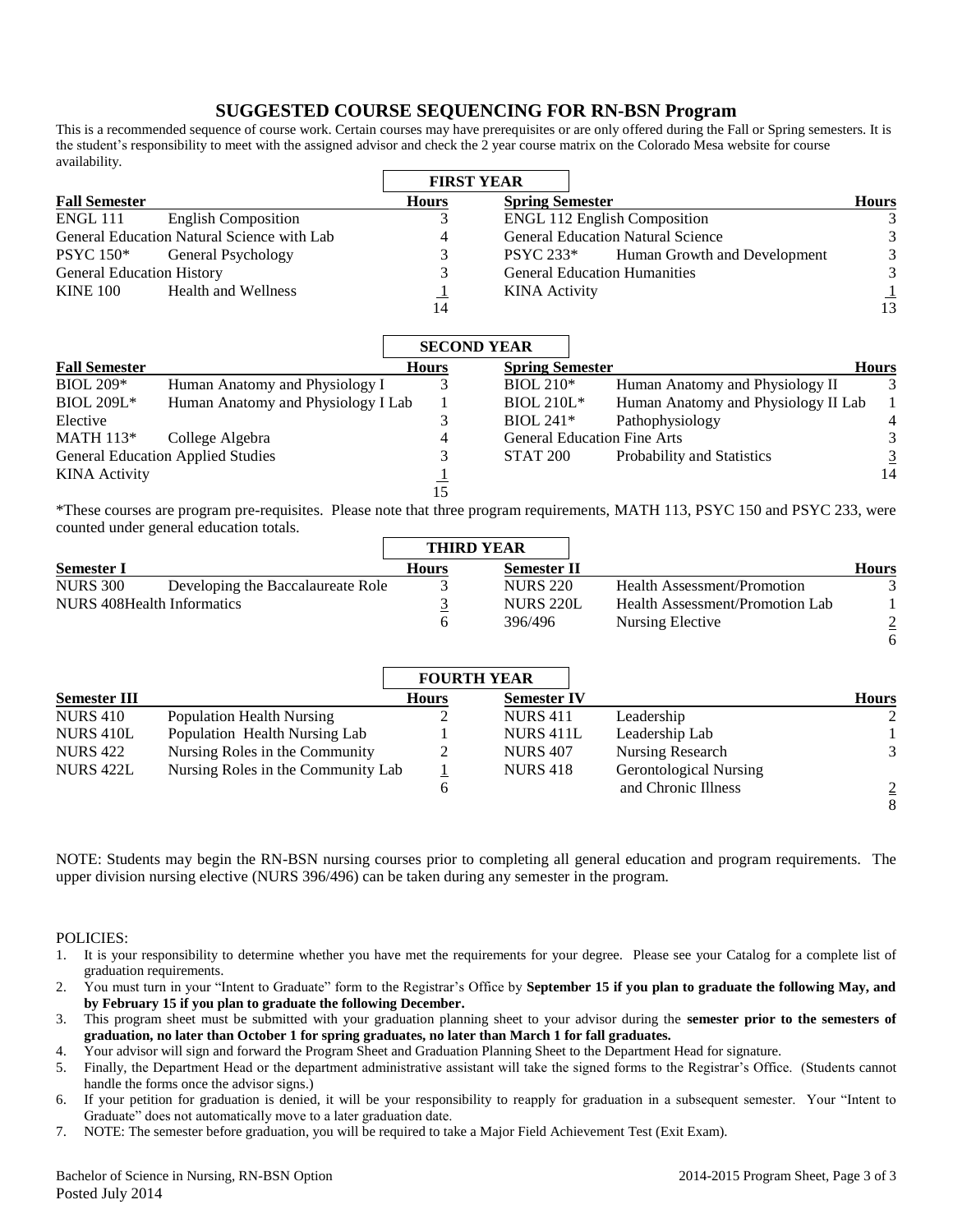## SUGGESTED COURSE SEQUENCING FOR RN-BSN Program

This is a recommended sequence of course work. Certain courses may have prerequisites or are only offered during the Fall or Spring semesters. It is the student's responsibility to meet with the assigned advisor and check the 2 year course matrix on the Colorado Mesa website for course availability.

### FIRST YEAR

| Fall Semester | | Hours | Spring Semester | | Hours |
|---|---|---|---|---|---|
| ENGL 111 | English Composition | 3 | ENGL 112 English Composition | | 3 |
| General Education Natural Science with Lab | | 4 | General Education Natural Science | | 3 |
| PSYC 150* | General Psychology | 3 | PSYC 233* | Human Growth and Development | 3 |
| General Education History | | 3 | General Education Humanities | | 3 |
| KINE 100 | Health and Wellness | 1 | KINA Activity | | 1 |
| | | 14 | | | 13 |

### SECOND YEAR

| Fall Semester | | Hours | Spring Semester | | Hours |
|---|---|---|---|---|---|
| BIOL 209* | Human Anatomy and Physiology I | 3 | BIOL 210* | Human Anatomy and Physiology II | 3 |
| BIOL 209L* | Human Anatomy and Physiology I Lab | 1 | BIOL 210L* | Human Anatomy and Physiology II Lab | 1 |
| Elective | | 3 | BIOL 241* | Pathophysiology | 4 |
| MATH 113* | College Algebra | 4 | General Education Fine Arts | | 3 |
| General Education Applied Studies | | 3 | STAT 200 | Probability and Statistics | 3 |
| KINA Activity | | 1 | | | 14 |
| | | 15 | | | |

*These courses are program pre-requisites. Please note that three program requirements, MATH 113, PSYC 150 and PSYC 233, were counted under general education totals.

### THIRD YEAR

| Semester I | | Hours | Semester II | | Hours |
|---|---|---|---|---|---|
| NURS 300 | Developing the Baccalaureate Role | 3 | NURS 220 | Health Assessment/Promotion | 3 |
| NURS 408Health Informatics | | 3 | NURS 220L | Health Assessment/Promotion Lab | 1 |
| | | 6 | 396/496 | Nursing Elective | 2 |
| | | | | | 6 |

### FOURTH YEAR

| Semester III | | Hours | Semester IV | | Hours |
|---|---|---|---|---|---|
| NURS 410 | Population Health Nursing | 2 | NURS 411 | Leadership | 2 |
| NURS 410L | Population Health Nursing Lab | 1 | NURS 411L | Leadership Lab | 1 |
| NURS 422 | Nursing Roles in the Community | 2 | NURS 407 | Nursing Research | 3 |
| NURS 422L | Nursing Roles in the Community Lab | 1 | NURS 418 | Gerontological Nursing and Chronic Illness | 2 |
| | | 6 | | | 8 |

NOTE: Students may begin the RN-BSN nursing courses prior to completing all general education and program requirements. The upper division nursing elective (NURS 396/496) can be taken during any semester in the program.

POLICIES:

1. It is your responsibility to determine whether you have met the requirements for your degree. Please see your Catalog for a complete list of graduation requirements.
2. You must turn in your "Intent to Graduate" form to the Registrar's Office by **September 15 if you plan to graduate the following May, and by February 15 if you plan to graduate the following December.**
3. This program sheet must be submitted with your graduation planning sheet to your advisor during the **semester prior to the semesters of graduation, no later than October 1 for spring graduates, no later than March 1 for fall graduates.**
4. Your advisor will sign and forward the Program Sheet and Graduation Planning Sheet to the Department Head for signature.
5. Finally, the Department Head or the department administrative assistant will take the signed forms to the Registrar's Office. (Students cannot handle the forms once the advisor signs.)
6. If your petition for graduation is denied, it will be your responsibility to reapply for graduation in a subsequent semester. Your "Intent to Graduate" does not automatically move to a later graduation date.
7. NOTE: The semester before graduation, you will be required to take a Major Field Achievement Test (Exit Exam).

Bachelor of Science in Nursing, RN-BSN Option
Posted July 2014